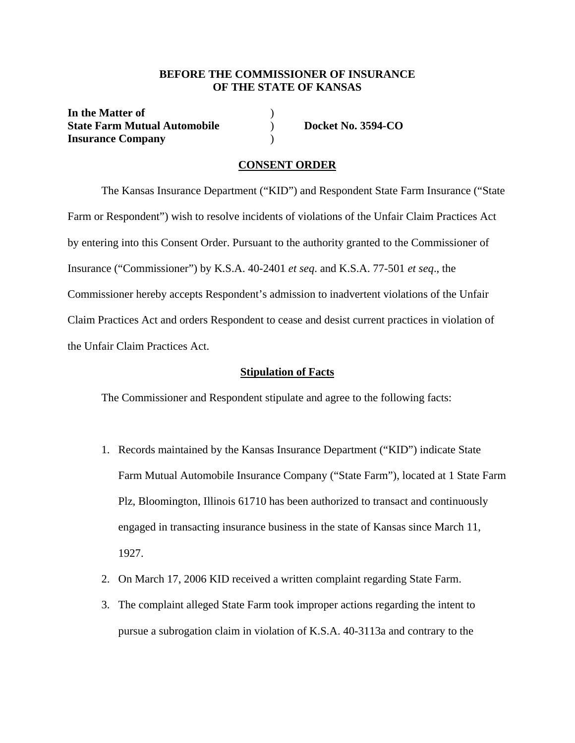**BEFORE THE COMMISSIONER OF INSURANCE**
**OF THE STATE OF KANSAS**

| | | |
|---|---|---|
| **In the Matter of** | ) | |
| **State Farm Mutual Automobile** | ) | **Docket No. 3594-CO** |
| **Insurance Company** | ) | |

## CONSENT ORDER

The Kansas Insurance Department ("KID") and Respondent State Farm Insurance ("State Farm or Respondent") wish to resolve incidents of violations of the Unfair Claim Practices Act by entering into this Consent Order. Pursuant to the authority granted to the Commissioner of Insurance ("Commissioner") by K.S.A. 40-2401 *et seq.* and K.S.A. 77-501 *et seq*., the Commissioner hereby accepts Respondent's admission to inadvertent violations of the Unfair Claim Practices Act and orders Respondent to cease and desist current practices in violation of the Unfair Claim Practices Act.

## Stipulation of Facts

The Commissioner and Respondent stipulate and agree to the following facts:

1. Records maintained by the Kansas Insurance Department ("KID") indicate State Farm Mutual Automobile Insurance Company ("State Farm"), located at 1 State Farm Plz, Bloomington, Illinois 61710 has been authorized to transact and continuously engaged in transacting insurance business in the state of Kansas since March 11, 1927.
2. On March 17, 2006 KID received a written complaint regarding State Farm.
3. The complaint alleged State Farm took improper actions regarding the intent to pursue a subrogation claim in violation of K.S.A. 40-3113a and contrary to the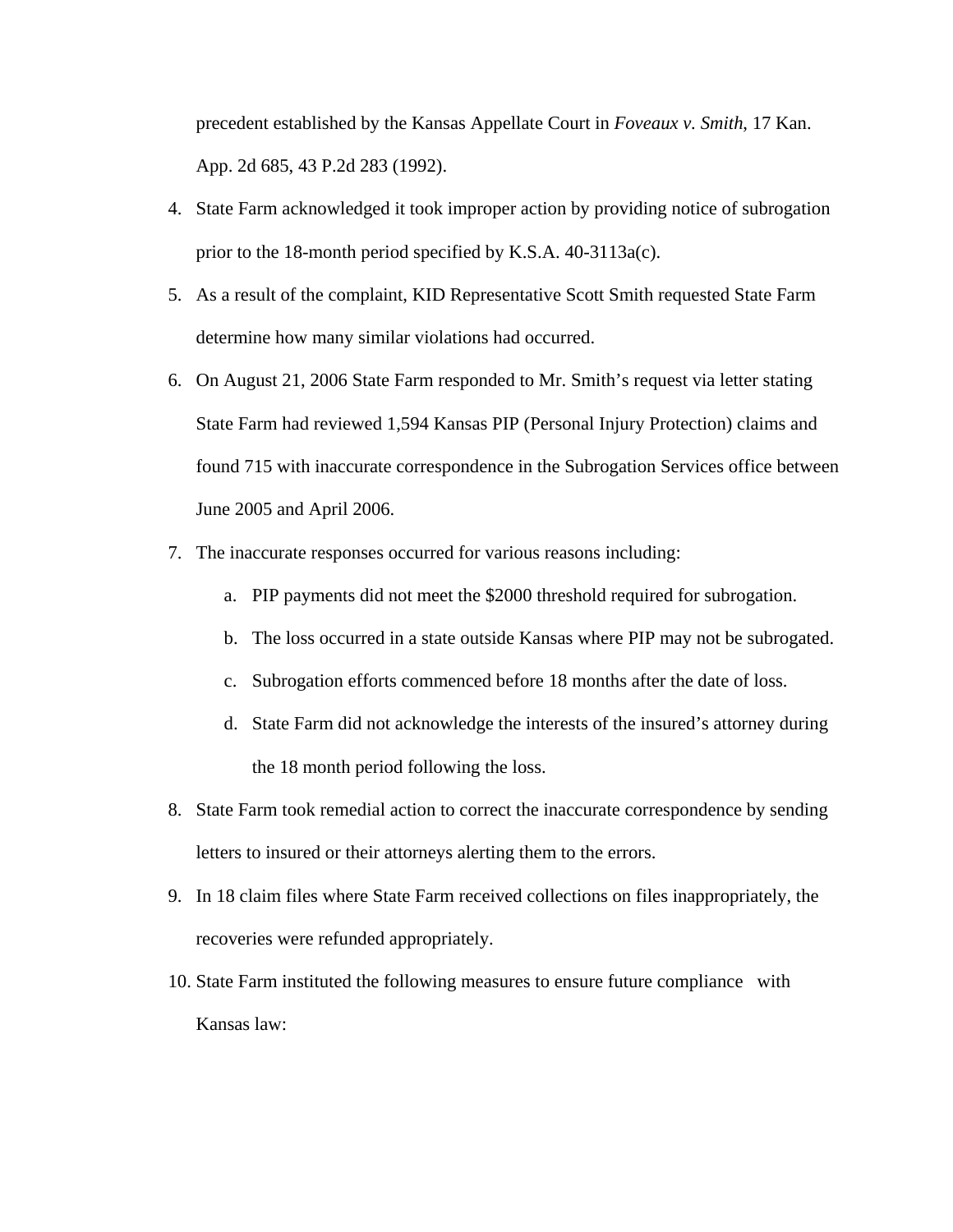precedent established by the Kansas Appellate Court in *Foveaux v. Smith*, 17 Kan. App. 2d 685, 43 P.2d 283 (1992).

4. State Farm acknowledged it took improper action by providing notice of subrogation prior to the 18-month period specified by K.S.A. 40-3113a(c).
5. As a result of the complaint, KID Representative Scott Smith requested State Farm determine how many similar violations had occurred.
6. On August 21, 2006 State Farm responded to Mr. Smith's request via letter stating State Farm had reviewed 1,594 Kansas PIP (Personal Injury Protection) claims and found 715 with inaccurate correspondence in the Subrogation Services office between June 2005 and April 2006.
7. The inaccurate responses occurred for various reasons including:
   a. PIP payments did not meet the $2000 threshold required for subrogation.
   b. The loss occurred in a state outside Kansas where PIP may not be subrogated.
   c. Subrogation efforts commenced before 18 months after the date of loss.
   d. State Farm did not acknowledge the interests of the insured's attorney during the 18 month period following the loss.
8. State Farm took remedial action to correct the inaccurate correspondence by sending letters to insured or their attorneys alerting them to the errors.
9. In 18 claim files where State Farm received collections on files inappropriately, the recoveries were refunded appropriately.
10. State Farm instituted the following measures to ensure future compliance with Kansas law: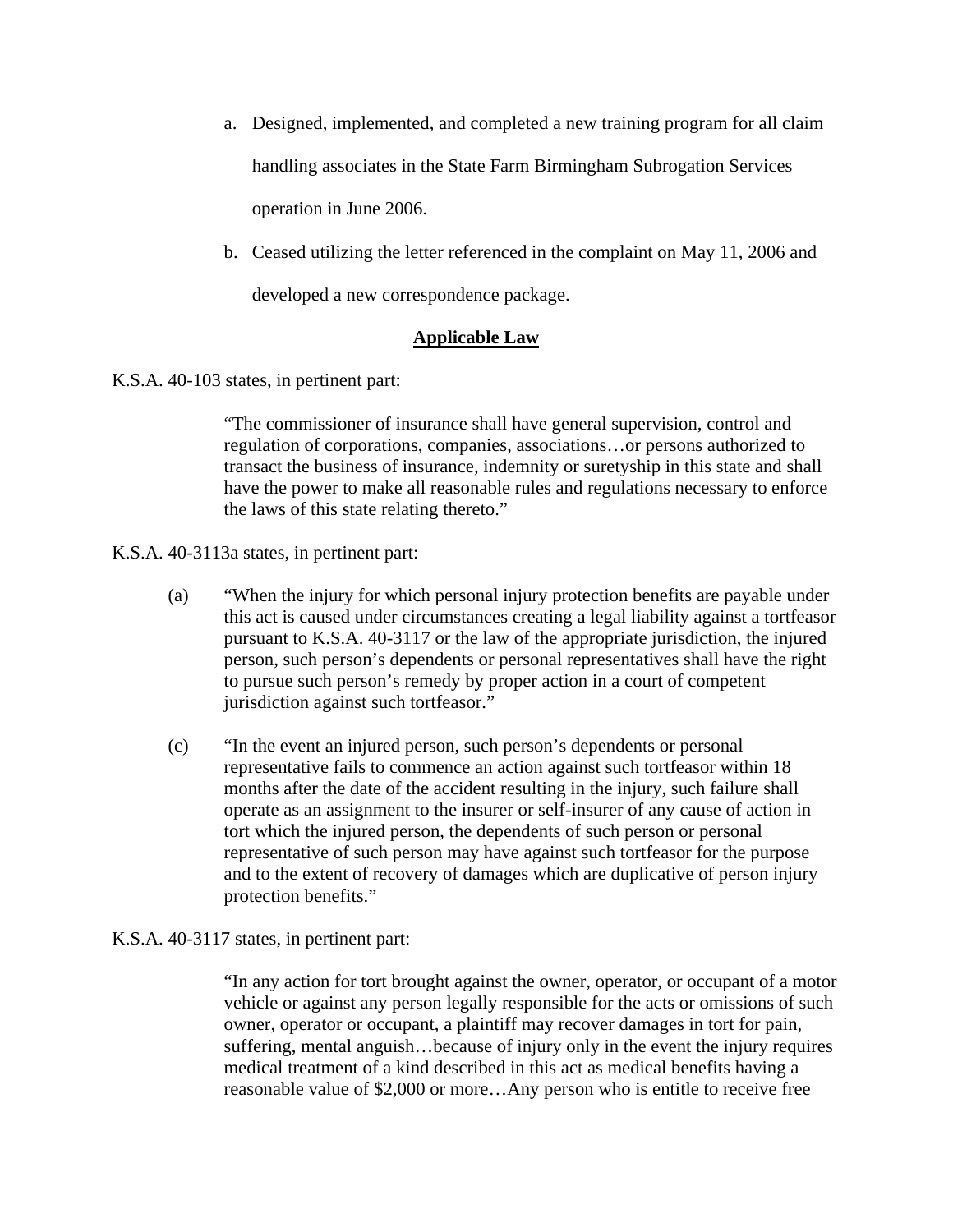a. Designed, implemented, and completed a new training program for all claim handling associates in the State Farm Birmingham Subrogation Services operation in June 2006.

b. Ceased utilizing the letter referenced in the complaint on May 11, 2006 and developed a new correspondence package.

## **Applicable Law**

K.S.A. 40-103 states, in pertinent part:

> "The commissioner of insurance shall have general supervision, control and regulation of corporations, companies, associations…or persons authorized to transact the business of insurance, indemnity or suretyship in this state and shall have the power to make all reasonable rules and regulations necessary to enforce the laws of this state relating thereto."

K.S.A. 40-3113a states, in pertinent part:

> (a) "When the injury for which personal injury protection benefits are payable under this act is caused under circumstances creating a legal liability against a tortfeasor pursuant to K.S.A. 40-3117 or the law of the appropriate jurisdiction, the injured person, such person's dependents or personal representatives shall have the right to pursue such person's remedy by proper action in a court of competent jurisdiction against such tortfeasor."
>
> (c) "In the event an injured person, such person's dependents or personal representative fails to commence an action against such tortfeasor within 18 months after the date of the accident resulting in the injury, such failure shall operate as an assignment to the insurer or self-insurer of any cause of action in tort which the injured person, the dependents of such person or personal representative of such person may have against such tortfeasor for the purpose and to the extent of recovery of damages which are duplicative of person injury protection benefits."

K.S.A. 40-3117 states, in pertinent part:

> "In any action for tort brought against the owner, operator, or occupant of a motor vehicle or against any person legally responsible for the acts or omissions of such owner, operator or occupant, a plaintiff may recover damages in tort for pain, suffering, mental anguish…because of injury only in the event the injury requires medical treatment of a kind described in this act as medical benefits having a reasonable value of $2,000 or more…Any person who is entitle to receive free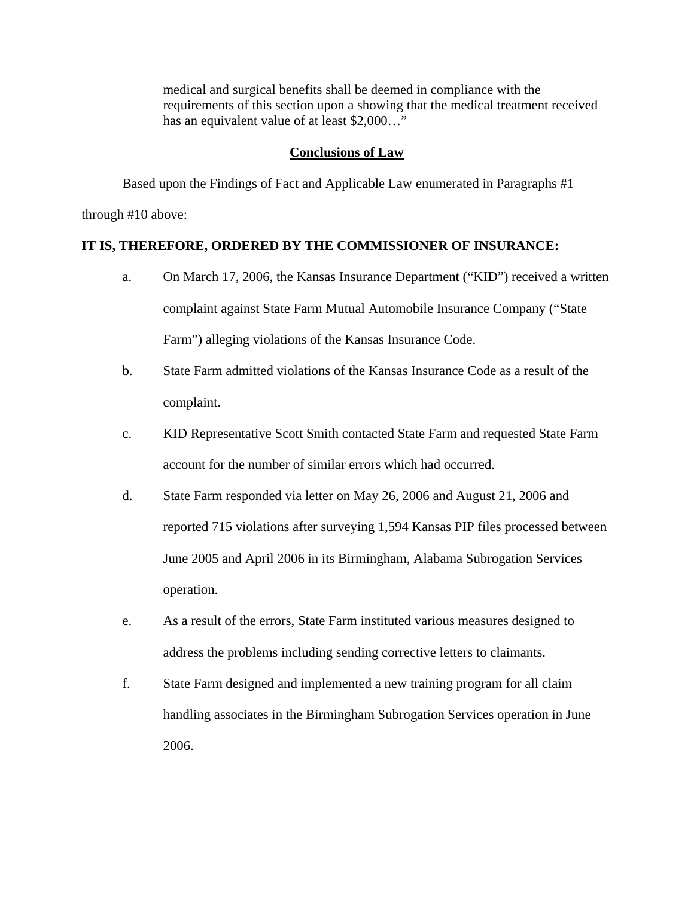medical and surgical benefits shall be deemed in compliance with the requirements of this section upon a showing that the medical treatment received has an equivalent value of at least $2,000…"

## Conclusions of Law

Based upon the Findings of Fact and Applicable Law enumerated in Paragraphs #1 through #10 above:

**IT IS, THEREFORE, ORDERED BY THE COMMISSIONER OF INSURANCE:**

a. On March 17, 2006, the Kansas Insurance Department ("KID") received a written complaint against State Farm Mutual Automobile Insurance Company ("State Farm") alleging violations of the Kansas Insurance Code.

b. State Farm admitted violations of the Kansas Insurance Code as a result of the complaint.

c. KID Representative Scott Smith contacted State Farm and requested State Farm account for the number of similar errors which had occurred.

d. State Farm responded via letter on May 26, 2006 and August 21, 2006 and reported 715 violations after surveying 1,594 Kansas PIP files processed between June 2005 and April 2006 in its Birmingham, Alabama Subrogation Services operation.

e. As a result of the errors, State Farm instituted various measures designed to address the problems including sending corrective letters to claimants.

f. State Farm designed and implemented a new training program for all claim handling associates in the Birmingham Subrogation Services operation in June 2006.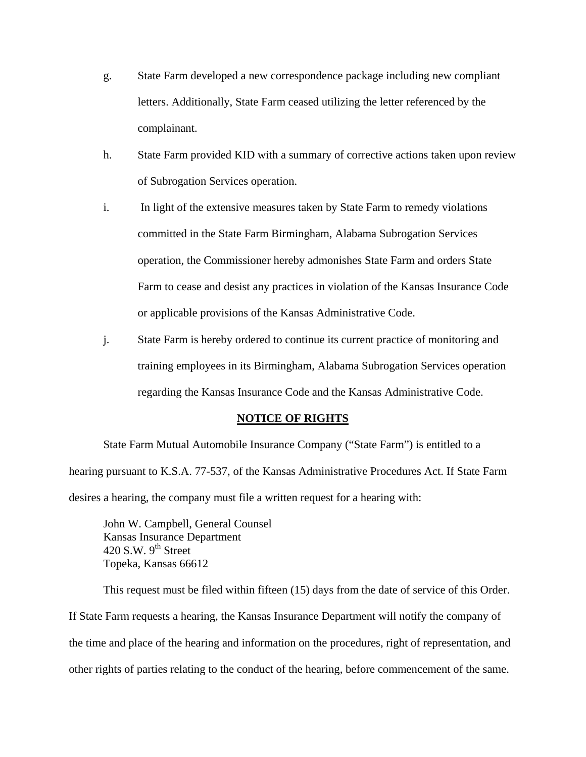g. State Farm developed a new correspondence package including new compliant letters. Additionally, State Farm ceased utilizing the letter referenced by the complainant.

h. State Farm provided KID with a summary of corrective actions taken upon review of Subrogation Services operation.

i. In light of the extensive measures taken by State Farm to remedy violations committed in the State Farm Birmingham, Alabama Subrogation Services operation, the Commissioner hereby admonishes State Farm and orders State Farm to cease and desist any practices in violation of the Kansas Insurance Code or applicable provisions of the Kansas Administrative Code.

j. State Farm is hereby ordered to continue its current practice of monitoring and training employees in its Birmingham, Alabama Subrogation Services operation regarding the Kansas Insurance Code and the Kansas Administrative Code.

## NOTICE OF RIGHTS

State Farm Mutual Automobile Insurance Company ("State Farm") is entitled to a hearing pursuant to K.S.A. 77-537, of the Kansas Administrative Procedures Act. If State Farm desires a hearing, the company must file a written request for a hearing with:

John W. Campbell, General Counsel  
Kansas Insurance Department  
420 S.W. 9th Street  
Topeka, Kansas 66612

This request must be filed within fifteen (15) days from the date of service of this Order. If State Farm requests a hearing, the Kansas Insurance Department will notify the company of the time and place of the hearing and information on the procedures, right of representation, and other rights of parties relating to the conduct of the hearing, before commencement of the same.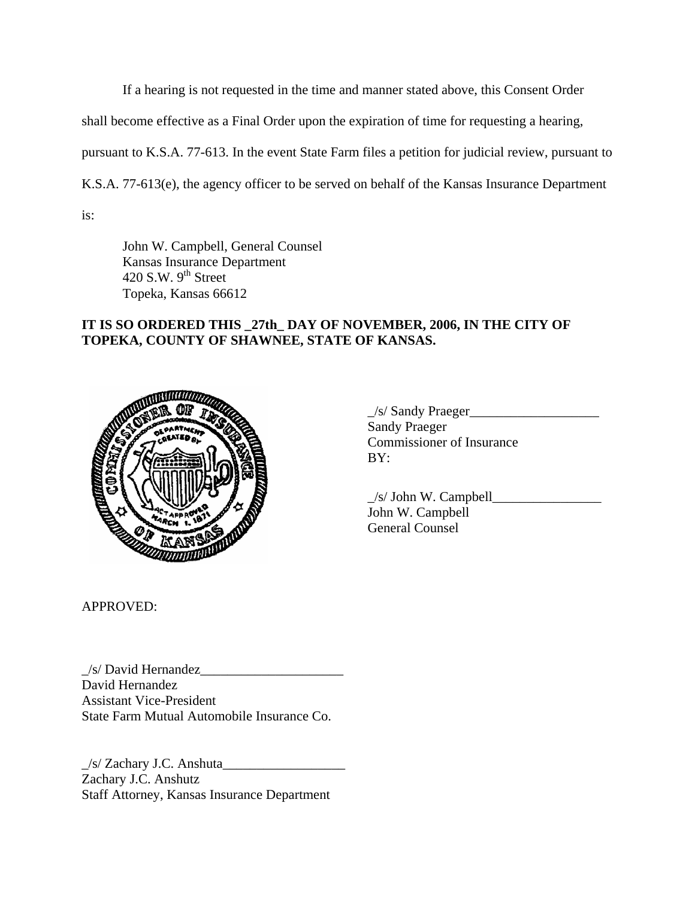If a hearing is not requested in the time and manner stated above, this Consent Order shall become effective as a Final Order upon the expiration of time for requesting a hearing, pursuant to K.S.A. 77-613. In the event State Farm files a petition for judicial review, pursuant to K.S.A. 77-613(e), the agency officer to be served on behalf of the Kansas Insurance Department is:

John W. Campbell, General Counsel
Kansas Insurance Department
420 S.W. 9th Street
Topeka, Kansas 66612

**IT IS SO ORDERED THIS _27th_ DAY OF NOVEMBER, 2006, IN THE CITY OF TOPEKA, COUNTY OF SHAWNEE, STATE OF KANSAS.**

_/s/ Sandy Praeger___________________
Sandy Praeger
Commissioner of Insurance
BY:

_/s/ John W. Campbell________________
John W. Campbell
General Counsel

APPROVED:

_/s/ David Hernandez_____________________
David Hernandez
Assistant Vice-President
State Farm Mutual Automobile Insurance Co.

_/s/ Zachary J.C. Anshuta__________________
Zachary J.C. Anshutz
Staff Attorney, Kansas Insurance Department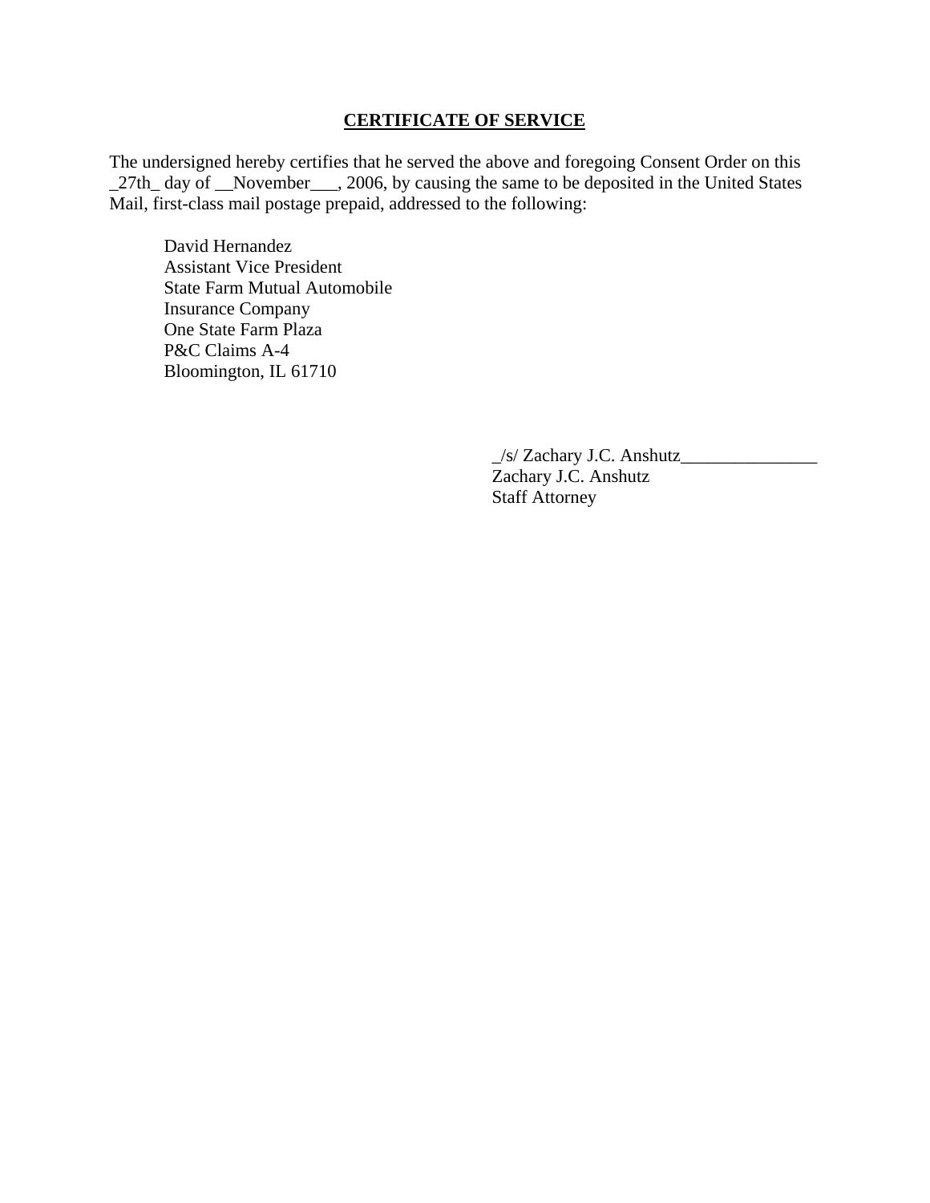## CERTIFICATE OF SERVICE

The undersigned hereby certifies that he served the above and foregoing Consent Order on this _27th_ day of __November___, 2006, by causing the same to be deposited in the United States Mail, first-class mail postage prepaid, addressed to the following:

David Hernandez
Assistant Vice President
State Farm Mutual Automobile
Insurance Company
One State Farm Plaza
P&C Claims A-4
Bloomington, IL 61710

_/s/ Zachary J.C. Anshutz_______________
Zachary J.C. Anshutz
Staff Attorney